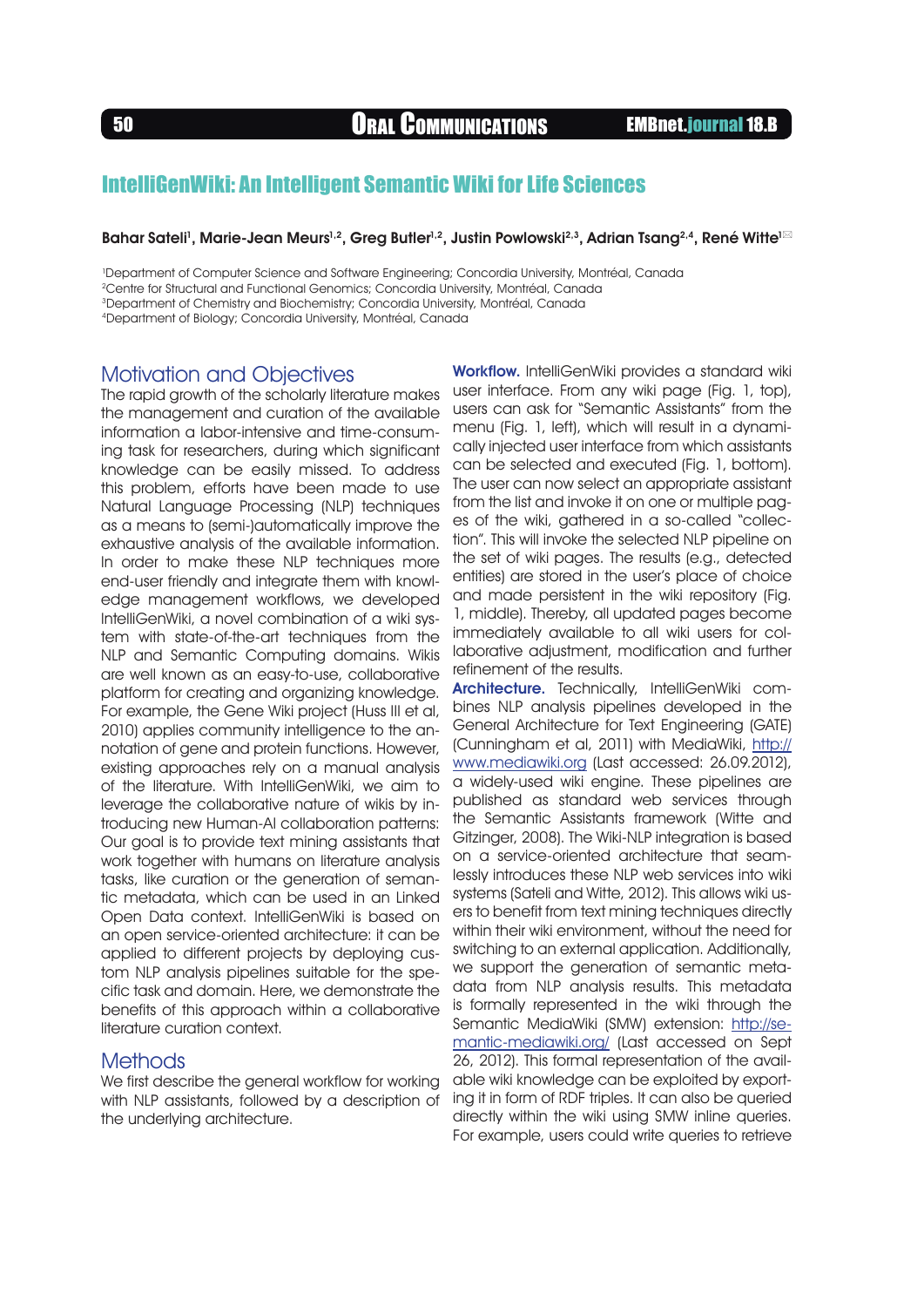# IntelliGenWiki: An Intelligent Semantic Wiki for Life Sciences

**Bahar Sateli[1], Marie-Jean Meurs[1,2], Greg Butler[1,2], Justin Powlowski[2,3], Adrian Tsang[2,4], René Witte[1]**

[1]Department of Computer Science and Software Engineering; Concordia University, Montréal, Canada
[2]Centre for Structural and Functional Genomics; Concordia University, Montréal, Canada
[3]Department of Chemistry and Biochemistry; Concordia University, Montréal, Canada
[4]Department of Biology; Concordia University, Montréal, Canada

## Motivation and Objectives

The rapid growth of the scholarly literature makes the management and curation of the available information a labor-intensive and time-consuming task for researchers, during which significant knowledge can be easily missed. To address this problem, efforts have been made to use Natural Language Processing (NLP) techniques as a means to (semi-)automatically improve the exhaustive analysis of the available information. In order to make these NLP techniques more end-user friendly and integrate them with knowledge management workflows, we developed IntelliGenWiki, a novel combination of a wiki system with state-of-the-art techniques from the NLP and Semantic Computing domains. Wikis are well known as an easy-to-use, collaborative platform for creating and organizing knowledge. For example, the Gene Wiki project (Huss III et al, 2010) applies community intelligence to the annotation of gene and protein functions. However, existing approaches rely on a manual analysis of the literature. With IntelliGenWiki, we aim to leverage the collaborative nature of wikis by introducing new Human-AI collaboration patterns: Our goal is to provide text mining assistants that work together with humans on literature analysis tasks, like curation or the generation of semantic metadata, which can be used in an Linked Open Data context. IntelliGenWiki is based on an open service-oriented architecture: it can be applied to different projects by deploying custom NLP analysis pipelines suitable for the specific task and domain. Here, we demonstrate the benefits of this approach within a collaborative literature curation context.

## Methods

We first describe the general workflow for working with NLP assistants, followed by a description of the underlying architecture.

**Workflow.** IntelliGenWiki provides a standard wiki user interface. From any wiki page (Fig. 1, top), users can ask for "Semantic Assistants" from the menu (Fig. 1, left), which will result in a dynamically injected user interface from which assistants can be selected and executed (Fig. 1, bottom). The user can now select an appropriate assistant from the list and invoke it on one or multiple pages of the wiki, gathered in a so-called "collection". This will invoke the selected NLP pipeline on the set of wiki pages. The results (e.g., detected entities) are stored in the user's place of choice and made persistent in the wiki repository (Fig. 1, middle). Thereby, all updated pages become immediately available to all wiki users for collaborative adjustment, modification and further refinement of the results.

**Architecture.** Technically, IntelliGenWiki combines NLP analysis pipelines developed in the General Architecture for Text Engineering (GATE) (Cunningham et al, 2011) with MediaWiki, http://www.mediawiki.org (Last accessed: 26.09.2012), a widely-used wiki engine. These pipelines are published as standard web services through the Semantic Assistants framework (Witte and Gitzinger, 2008). The Wiki-NLP integration is based on a service-oriented architecture that seamlessly introduces these NLP web services into wiki systems (Sateli and Witte, 2012). This allows wiki users to benefit from text mining techniques directly within their wiki environment, without the need for switching to an external application. Additionally, we support the generation of semantic metadata from NLP analysis results. This metadata is formally represented in the wiki through the Semantic MediaWiki (SMW) extension: http://semantic-mediawiki.org/ (Last accessed on Sept 26, 2012). This formal representation of the available wiki knowledge can be exploited by exporting it in form of RDF triples. It can also be queried directly within the wiki using SMW inline queries. For example, users could write queries to retrieve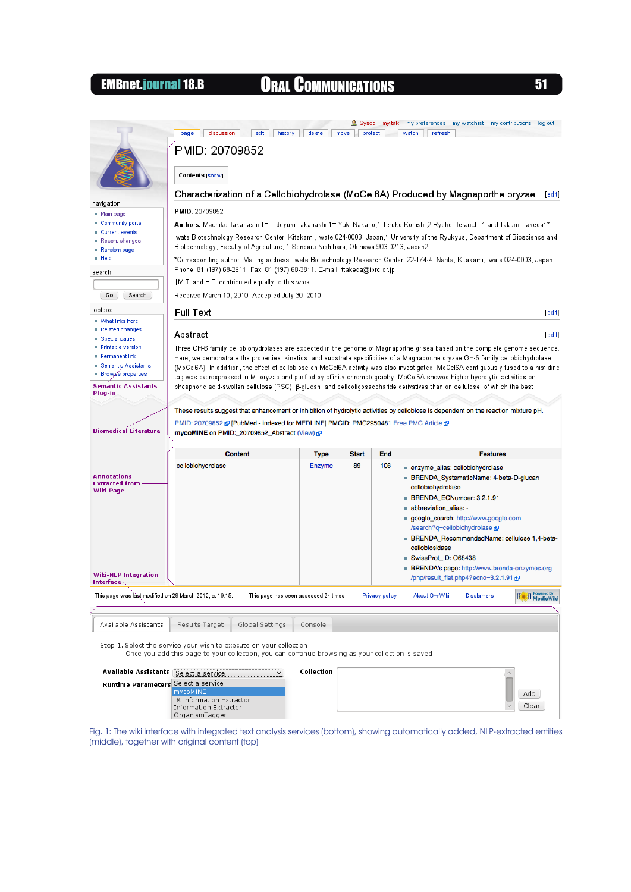Fig. 1: The wiki interface with integrated text analysis services (bottom), showing automatically added, NLP-extracted entities (middle), together with original content (top)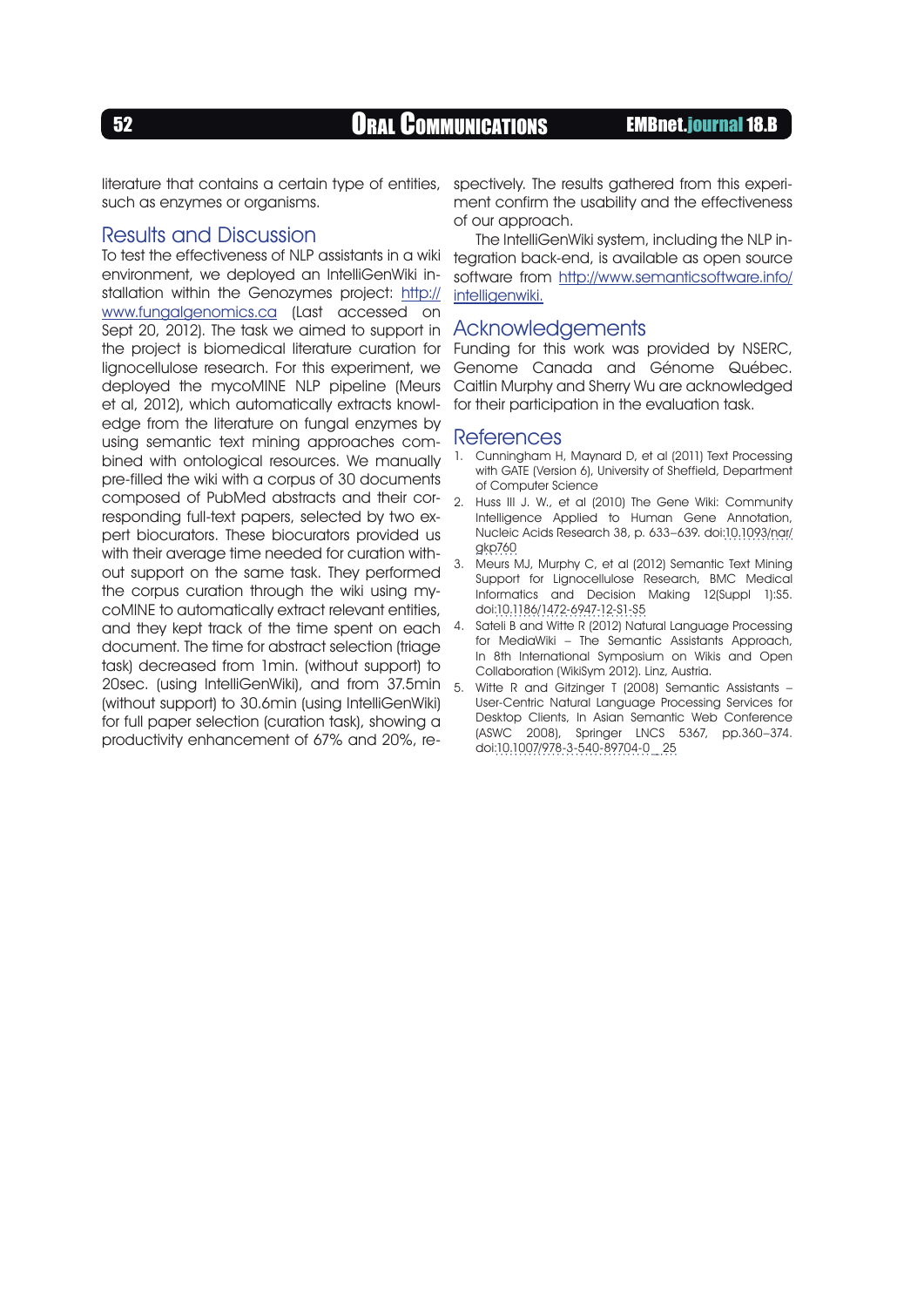literature that contains a certain type of entities, such as enzymes or organisms.

## Results and Discussion

To test the effectiveness of NLP assistants in a wiki environment, we deployed an IntelliGenWiki installation within the Genozymes project: http://www.fungalgenomics.ca (Last accessed on Sept 20, 2012). The task we aimed to support in the project is biomedical literature curation for lignocellulose research. For this experiment, we deployed the mycoMINE NLP pipeline (Meurs et al, 2012), which automatically extracts knowledge from the literature on fungal enzymes by using semantic text mining approaches combined with ontological resources. We manually pre-filled the wiki with a corpus of 30 documents composed of PubMed abstracts and their corresponding full-text papers, selected by two expert biocurators. These biocurators provided us with their average time needed for curation without support on the same task. They performed the corpus curation through the wiki using mycoMINE to automatically extract relevant entities, and they kept track of the time spent on each document. The time for abstract selection (triage task) decreased from 1min. (without support) to 20sec. (using IntelliGenWiki), and from 37.5min (without support) to 30.6min (using IntelliGenWiki) for full paper selection (curation task), showing a productivity enhancement of 67% and 20%, respectively. The results gathered from this experiment confirm the usability and the effectiveness of our approach.

The IntelliGenWiki system, including the NLP integration back-end, is available as open source software from http://www.semanticsoftware.info/intelligenwiki.

## Acknowledgements

Funding for this work was provided by NSERC, Genome Canada and Génome Québec. Caitlin Murphy and Sherry Wu are acknowledged for their participation in the evaluation task.

## References

1. Cunningham H, Maynard D, et al (2011) Text Processing with GATE (Version 6), University of Sheffield, Department of Computer Science
2. Huss III J. W., et al (2010) The Gene Wiki: Community Intelligence Applied to Human Gene Annotation, Nucleic Acids Research 38, p. 633–639. doi:10.1093/nar/gkp760
3. Meurs MJ, Murphy C, et al (2012) Semantic Text Mining Support for Lignocellulose Research, BMC Medical Informatics and Decision Making 12(Suppl 1):S5. doi:10.1186/1472-6947-12-S1-S5
4. Sateli B and Witte R (2012) Natural Language Processing for MediaWiki – The Semantic Assistants Approach, In 8th International Symposium on Wikis and Open Collaboration (WikiSym 2012). Linz, Austria.
5. Witte R and Gitzinger T (2008) Semantic Assistants – User-Centric Natural Language Processing Services for Desktop Clients, In Asian Semantic Web Conference (ASWC 2008), Springer LNCS 5367, pp.360–374. doi:10.1007/978-3-540-89704-0_25